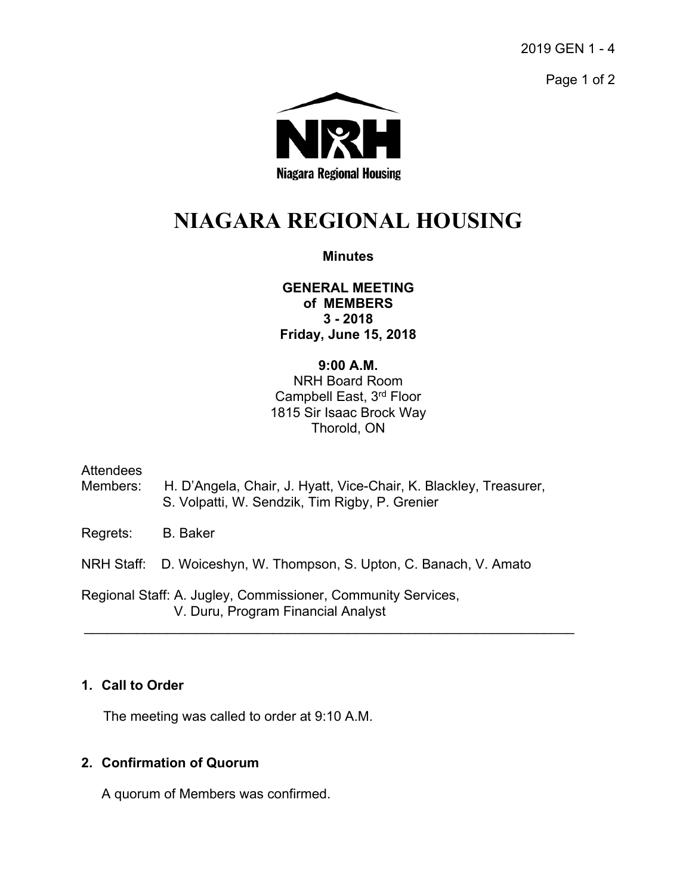2019 GEN 1 - 4

Niagara Regional Housing

# NIAGARA REGIONAL HOUSING

**Minutes**

**GENERAL MEETING**
**of MEMBERS**
**3 - 2018**
**Friday, June 15, 2018**

**9:00 A.M.**
NRH Board Room
Campbell East, 3rd Floor
1815 Sir Isaac Brock Way
Thorold, ON

Attendees
Members: H. D'Angela, Chair, J. Hyatt, Vice-Chair, K. Blackley, Treasurer, S. Volpatti, W. Sendzik, Tim Rigby, P. Grenier

Regrets: B. Baker

NRH Staff: D. Woiceshyn, W. Thompson, S. Upton, C. Banach, V. Amato

Regional Staff: A. Jugley, Commissioner, Community Services, V. Duru, Program Financial Analyst

---

## 1. Call to Order

The meeting was called to order at 9:10 A.M.

## 2. Confirmation of Quorum

A quorum of Members was confirmed.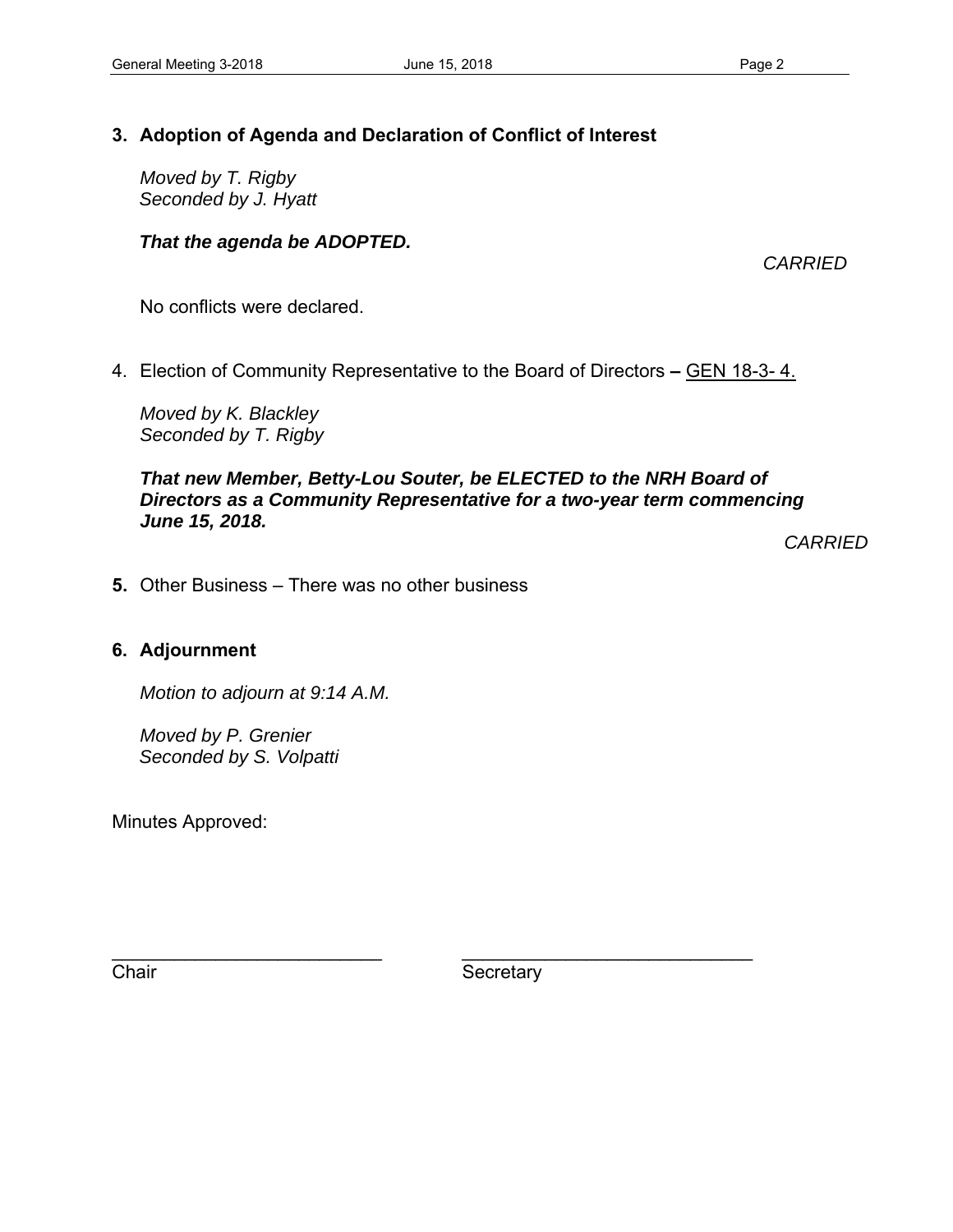## 3. Adoption of Agenda and Declaration of Conflict of Interest

*Moved by T. Rigby*
*Seconded by J. Hyatt*

***That the agenda be ADOPTED.***

*CARRIED*

No conflicts were declared.

4. Election of Community Representative to the Board of Directors **–** GEN 18-3- 4.

*Moved by K. Blackley*
*Seconded by T. Rigby*

***That new Member, Betty-Lou Souter, be ELECTED to the NRH Board of Directors as a Community Representative for a two-year term commencing June 15, 2018.***

*CARRIED*

**5.** Other Business – There was no other business

## 6. Adjournment

*Motion to adjourn at 9:14 A.M.*

*Moved by P. Grenier*
*Seconded by S. Volpatti*

Minutes Approved:

\_\_\_\_\_\_\_\_\_\_\_\_\_\_\_\_\_\_\_\_\_\_\_\_\_\_\_ \_\_\_\_\_\_\_\_\_\_\_\_\_\_\_\_\_\_\_\_\_\_\_\_\_\_\_\_\_

Chair Secretary